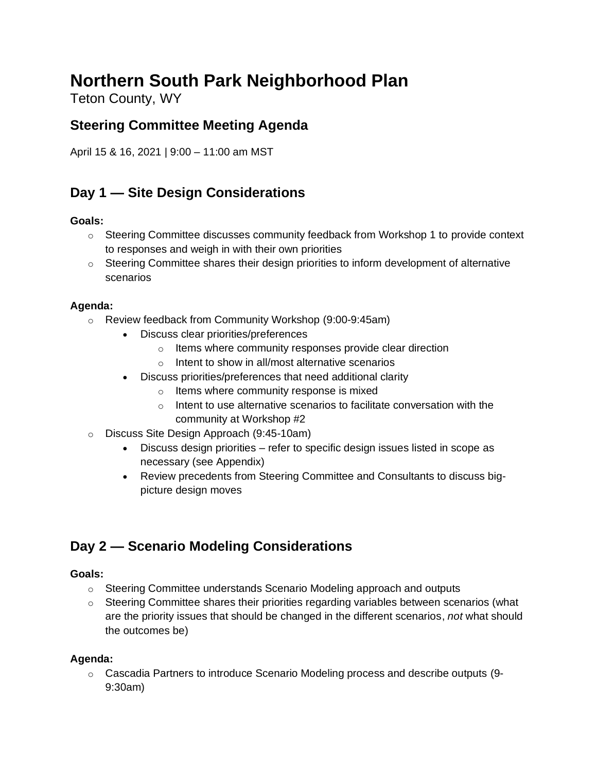# Northern South Park Neighborhood Plan

Teton County, WY

## Steering Committee Meeting Agenda

April 15 & 16, 2021 | 9:00 – 11:00 am MST

## Day 1 — Site Design Considerations

**Goals:**

- Steering Committee discusses community feedback from Workshop 1 to provide context to responses and weigh in with their own priorities
- Steering Committee shares their design priorities to inform development of alternative scenarios

**Agenda:**

- Review feedback from Community Workshop (9:00-9:45am)
  - Discuss clear priorities/preferences
    - Items where community responses provide clear direction
    - Intent to show in all/most alternative scenarios
  - Discuss priorities/preferences that need additional clarity
    - Items where community response is mixed
    - Intent to use alternative scenarios to facilitate conversation with the community at Workshop #2
- Discuss Site Design Approach (9:45-10am)
  - Discuss design priorities – refer to specific design issues listed in scope as necessary (see Appendix)
  - Review precedents from Steering Committee and Consultants to discuss big-picture design moves

## Day 2 — Scenario Modeling Considerations

**Goals:**

- Steering Committee understands Scenario Modeling approach and outputs
- Steering Committee shares their priorities regarding variables between scenarios (what are the priority issues that should be changed in the different scenarios, *not* what should the outcomes be)

**Agenda:**

- Cascadia Partners to introduce Scenario Modeling process and describe outputs (9-9:30am)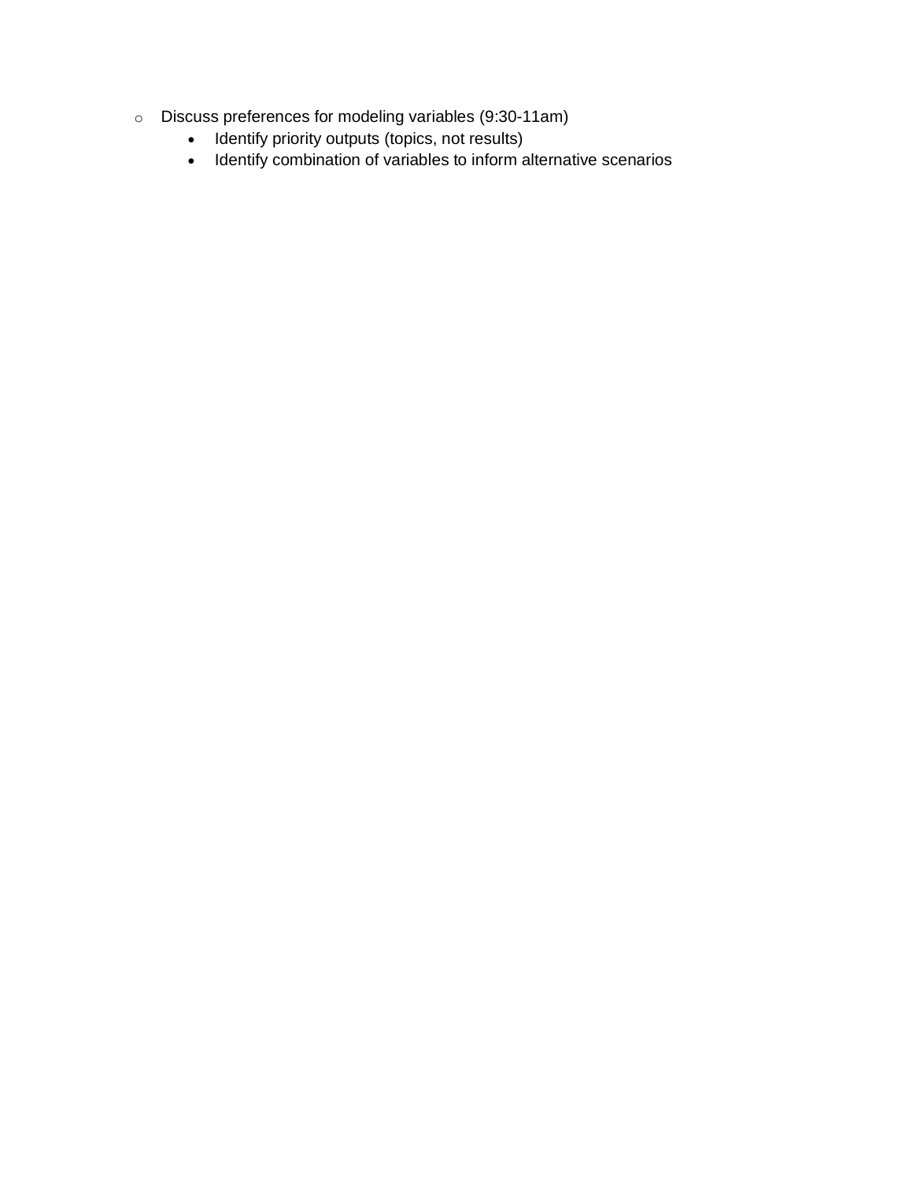- Discuss preferences for modeling variables (9:30-11am)
    - Identify priority outputs (topics, not results)
    - Identify combination of variables to inform alternative scenarios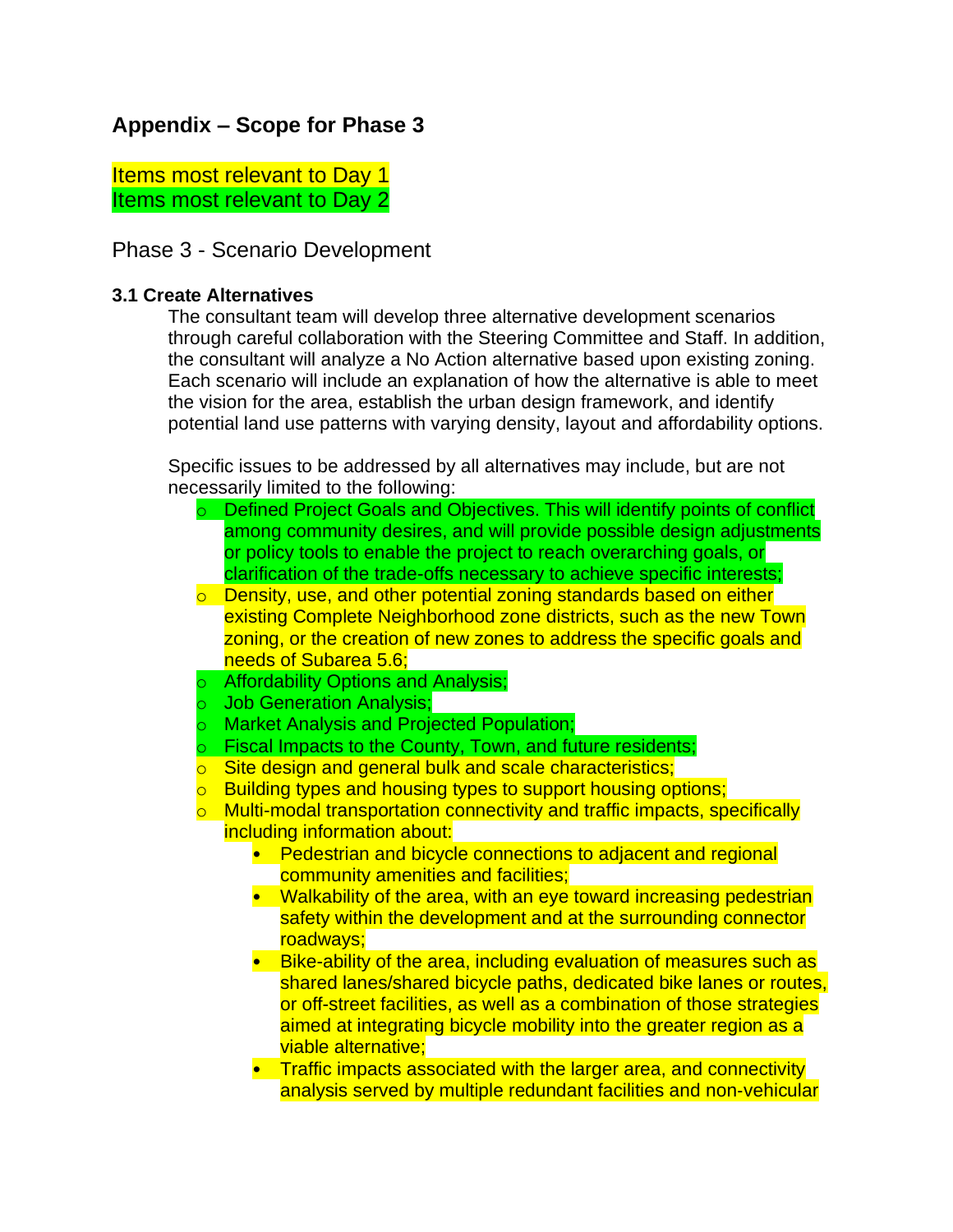## Appendix – Scope for Phase 3

Items most relevant to Day 1
Items most relevant to Day 2

### Phase 3 - Scenario Development

#### 3.1 Create Alternatives

The consultant team will develop three alternative development scenarios through careful collaboration with the Steering Committee and Staff. In addition, the consultant will analyze a No Action alternative based upon existing zoning. Each scenario will include an explanation of how the alternative is able to meet the vision for the area, establish the urban design framework, and identify potential land use patterns with varying density, layout and affordability options.

Specific issues to be addressed by all alternatives may include, but are not necessarily limited to the following:

- Defined Project Goals and Objectives. This will identify points of conflict among community desires, and will provide possible design adjustments or policy tools to enable the project to reach overarching goals, or clarification of the trade-offs necessary to achieve specific interests;
- Density, use, and other potential zoning standards based on either existing Complete Neighborhood zone districts, such as the new Town zoning, or the creation of new zones to address the specific goals and needs of Subarea 5.6;
- Affordability Options and Analysis;
- Job Generation Analysis;
- Market Analysis and Projected Population;
- Fiscal Impacts to the County, Town, and future residents;
- Site design and general bulk and scale characteristics;
- Building types and housing types to support housing options;
- Multi-modal transportation connectivity and traffic impacts, specifically including information about:
  - Pedestrian and bicycle connections to adjacent and regional community amenities and facilities;
  - Walkability of the area, with an eye toward increasing pedestrian safety within the development and at the surrounding connector roadways;
  - Bike-ability of the area, including evaluation of measures such as shared lanes/shared bicycle paths, dedicated bike lanes or routes, or off-street facilities, as well as a combination of those strategies aimed at integrating bicycle mobility into the greater region as a viable alternative;
  - Traffic impacts associated with the larger area, and connectivity analysis served by multiple redundant facilities and non-vehicular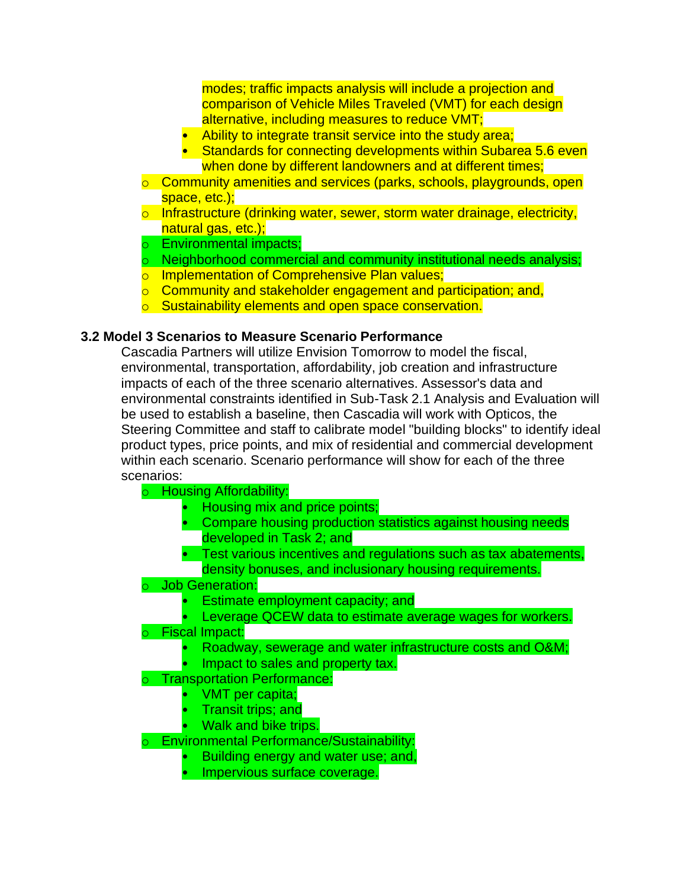modes; traffic impacts analysis will include a projection and comparison of Vehicle Miles Traveled (VMT) for each design alternative, including measures to reduce VMT;
    - Ability to integrate transit service into the study area;
    - Standards for connecting developments within Subarea 5.6 even when done by different landowners and at different times;
- Community amenities and services (parks, schools, playgrounds, open space, etc.);
- Infrastructure (drinking water, sewer, storm water drainage, electricity, natural gas, etc.);
- Environmental impacts;
- Neighborhood commercial and community institutional needs analysis;
- Implementation of Comprehensive Plan values;
- Community and stakeholder engagement and participation; and,
- Sustainability elements and open space conservation.

### 3.2 Model 3 Scenarios to Measure Scenario Performance

Cascadia Partners will utilize Envision Tomorrow to model the fiscal, environmental, transportation, affordability, job creation and infrastructure impacts of each of the three scenario alternatives. Assessor's data and environmental constraints identified in Sub-Task 2.1 Analysis and Evaluation will be used to establish a baseline, then Cascadia will work with Opticos, the Steering Committee and staff to calibrate model "building blocks" to identify ideal product types, price points, and mix of residential and commercial development within each scenario. Scenario performance will show for each of the three scenarios:

- Housing Affordability:
    - Housing mix and price points;
    - Compare housing production statistics against housing needs developed in Task 2; and
    - Test various incentives and regulations such as tax abatements, density bonuses, and inclusionary housing requirements.
- Job Generation:
    - Estimate employment capacity; and
    - Leverage QCEW data to estimate average wages for workers.
- Fiscal Impact:
    - Roadway, sewerage and water infrastructure costs and O&M;
    - Impact to sales and property tax.
- Transportation Performance:
    - VMT per capita;
    - Transit trips; and
    - Walk and bike trips.
- Environmental Performance/Sustainability:
    - Building energy and water use; and,
    - Impervious surface coverage.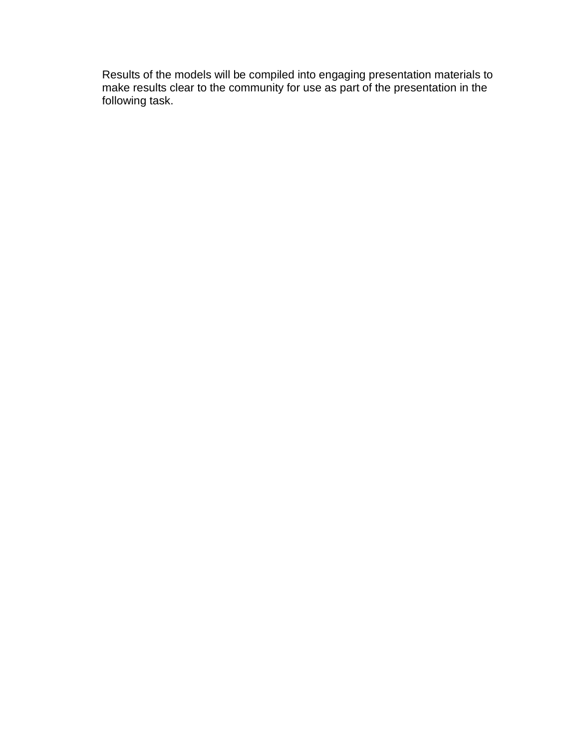Results of the models will be compiled into engaging presentation materials to make results clear to the community for use as part of the presentation in the following task.